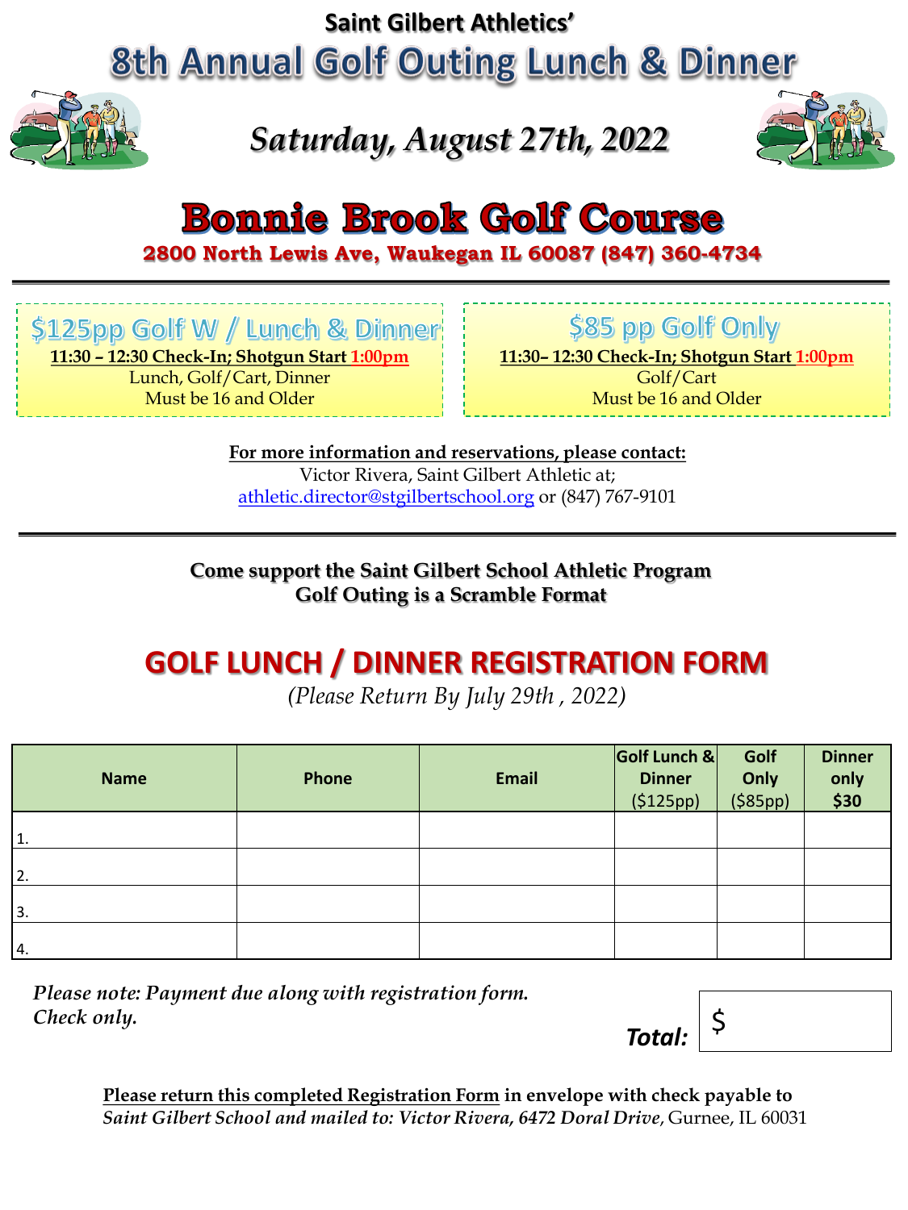**Saint Gilbert Athletics'**

# 8th Annual Golf Outing Lunch & Dinner

## *Saturday, August 27th, 2022*

# Bonnie Brook Golf Course

**2800 North Lewis Ave, Waukegan IL 60087 (847) 360-4734**

---

### $125pp Golf W / Lunch & Dinner

**11:30 – 12:30 Check-In; Shotgun Start 1:00pm**
Lunch, Golf/Cart, Dinner
Must be 16 and Older

### $85 pp Golf Only

**11:30– 12:30 Check-In; Shotgun Start 1:00pm**
Golf/Cart
Must be 16 and Older

**For more information and reservations, please contact:**
Victor Rivera, Saint Gilbert Athletic at;
athletic.director@stgilbertschool.org or (847) 767-9101

---

**Come support the Saint Gilbert School Athletic Program**
**Golf Outing is a Scramble Format**

## GOLF LUNCH / DINNER REGISTRATION FORM

*(Please Return By July 29th , 2022)*

| Name | Phone | Email | Golf Lunch & Dinner ($125pp) | Golf Only ($85pp) | Dinner only $30 |
|---|---|---|---|---|---|
| 1. | | | | | |
| 2. | | | | | |
| 3. | | | | | |
| 4. | | | | | |

*Please note: Payment due along with registration form. Check only.*

***Total:*** $

**Please return this completed Registration Form in envelope with check payable to** *Saint Gilbert School and mailed to: Victor Rivera, 6472 Doral Drive*, Gurnee, IL 60031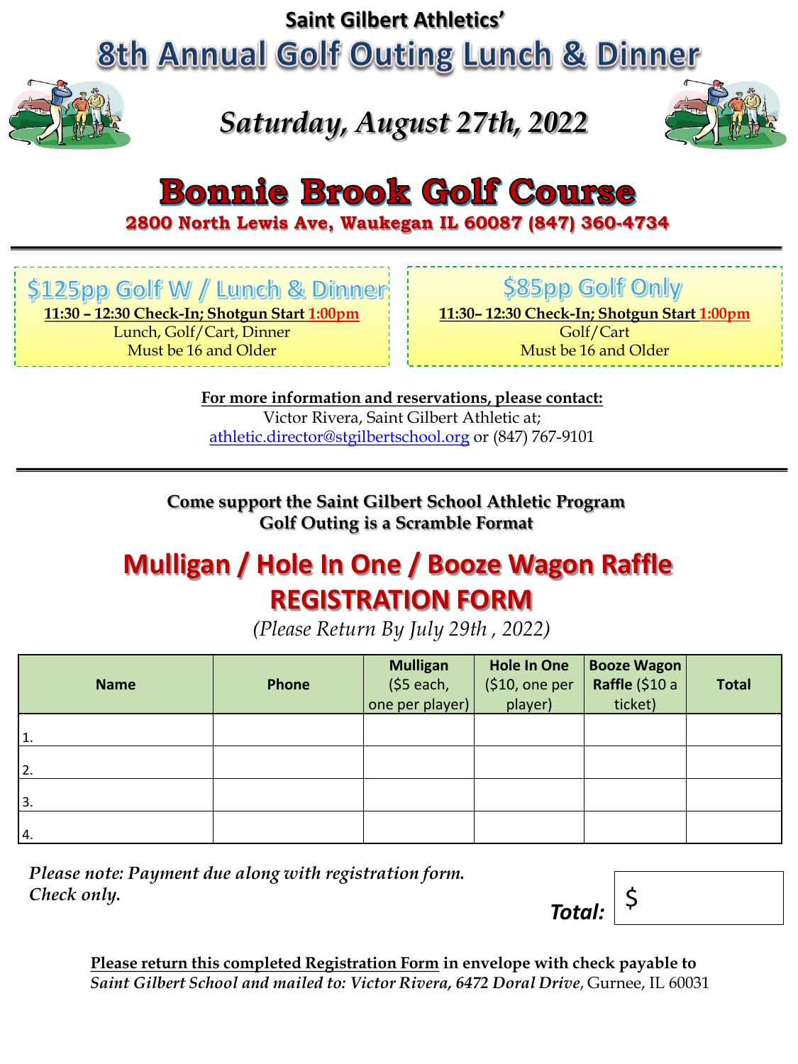**Saint Gilbert Athletics'**

# 8th Annual Golf Outing Lunch & Dinner

## *Saturday, August 27th, 2022*

# Bonnie Brook Golf Course

**2800 North Lewis Ave, Waukegan IL 60087 (847) 360-4734**

---

**$125pp Golf W / Lunch & Dinner**

**11:30 – 12:30 Check-In; Shotgun Start 1:00pm**

Lunch, Golf/Cart, Dinner

Must be 16 and Older

**$85pp Golf Only**

**11:30– 12:30 Check-In; Shotgun Start 1:00pm**

Golf/Cart

Must be 16 and Older

**For more information and reservations, please contact:**

Victor Rivera, Saint Gilbert Athletic at;

athletic.director@stgilbertschool.org or (847) 767-9101

---

**Come support the Saint Gilbert School Athletic Program**

**Golf Outing is a Scramble Format**

# Mulligan / Hole In One / Booze Wagon Raffle

# REGISTRATION FORM

*(Please Return By July 29th , 2022)*

| Name | Phone | Mulligan ($5 each, one per player) | Hole In One ($10, one per player) | Booze Wagon Raffle ($10 a ticket) | Total |
|---|---|---|---|---|---|
| 1. | | | | | |
| 2. | | | | | |
| 3. | | | | | |
| 4. | | | | | |

*Please note: Payment due along with registration form. Check only.*

***Total:*** $

**Please return this completed Registration Form in envelope with check payable to** ***Saint Gilbert School and mailed to: Victor Rivera, 6472 Doral Drive***, Gurnee, IL 60031